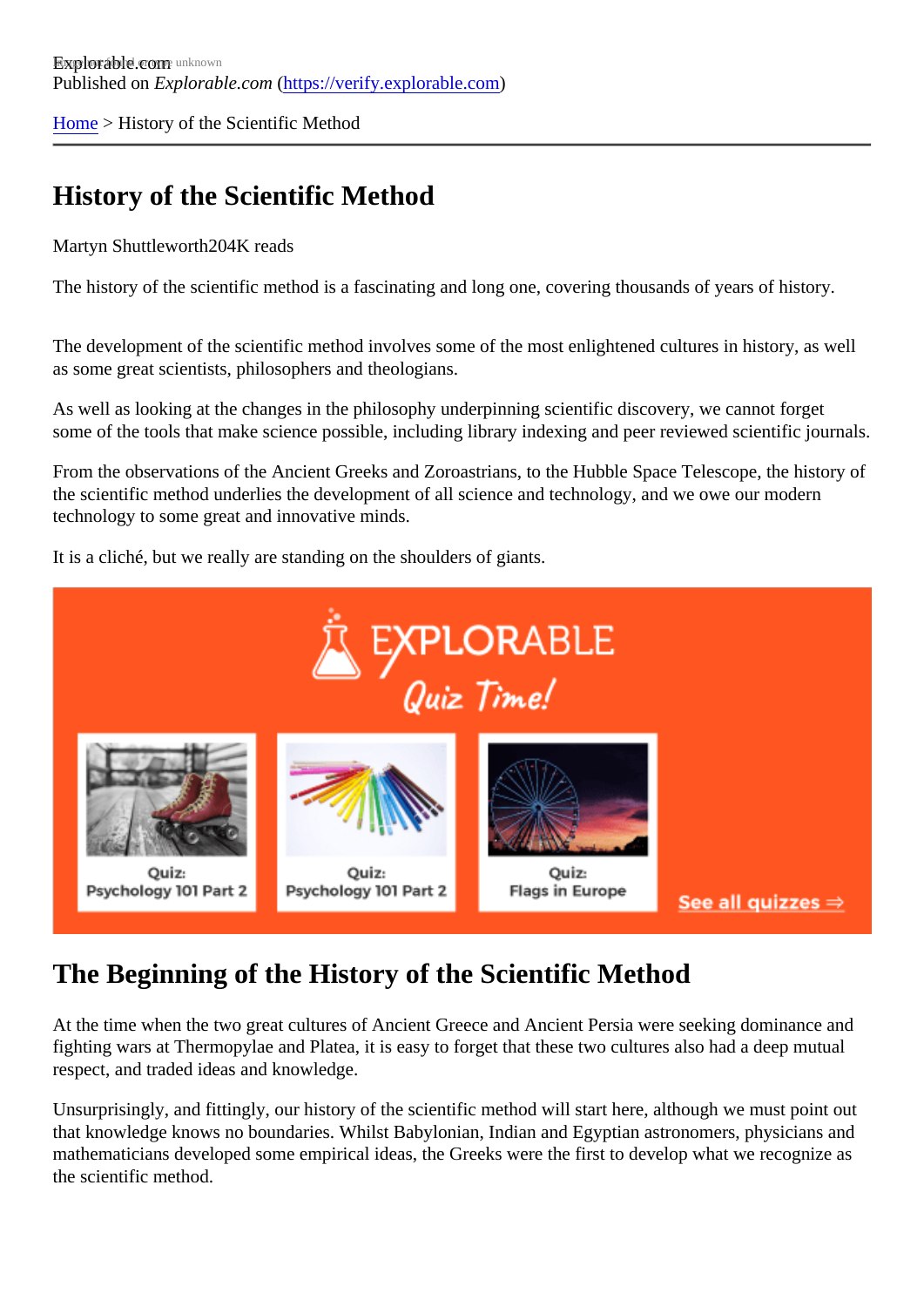Explorable.com

Published on *Explorable.com* (https://verify.explorable.com)

Home > History of the Scientific Method

# History of the Scientific Method

Martyn Shuttleworth204K reads

The history of the scientific method is a fascinating and long one, covering thousands of years of history.

The development of the scientific method involves some of the most enlightened cultures in history, as well as some great scientists, philosophers and theologians.

As well as looking at the changes in the philosophy underpinning scientific discovery, we cannot forget some of the tools that make science possible, including library indexing and peer reviewed scientific journals.

From the observations of the Ancient Greeks and Zoroastrians, to the Hubble Space Telescope, the history of the scientific method underlies the development of all science and technology, and we owe our modern technology to some great and innovative minds.

It is a cliché, but we really are standing on the shoulders of giants.

## The Beginning of the History of the Scientific Method

At the time when the two great cultures of Ancient Greece and Ancient Persia were seeking dominance and fighting wars at Thermopylae and Platea, it is easy to forget that these two cultures also had a deep mutual respect, and traded ideas and knowledge.

Unsurprisingly, and fittingly, our history of the scientific method will start here, although we must point out that knowledge knows no boundaries. Whilst Babylonian, Indian and Egyptian astronomers, physicians and mathematicians developed some empirical ideas, the Greeks were the first to develop what we recognize as the scientific method.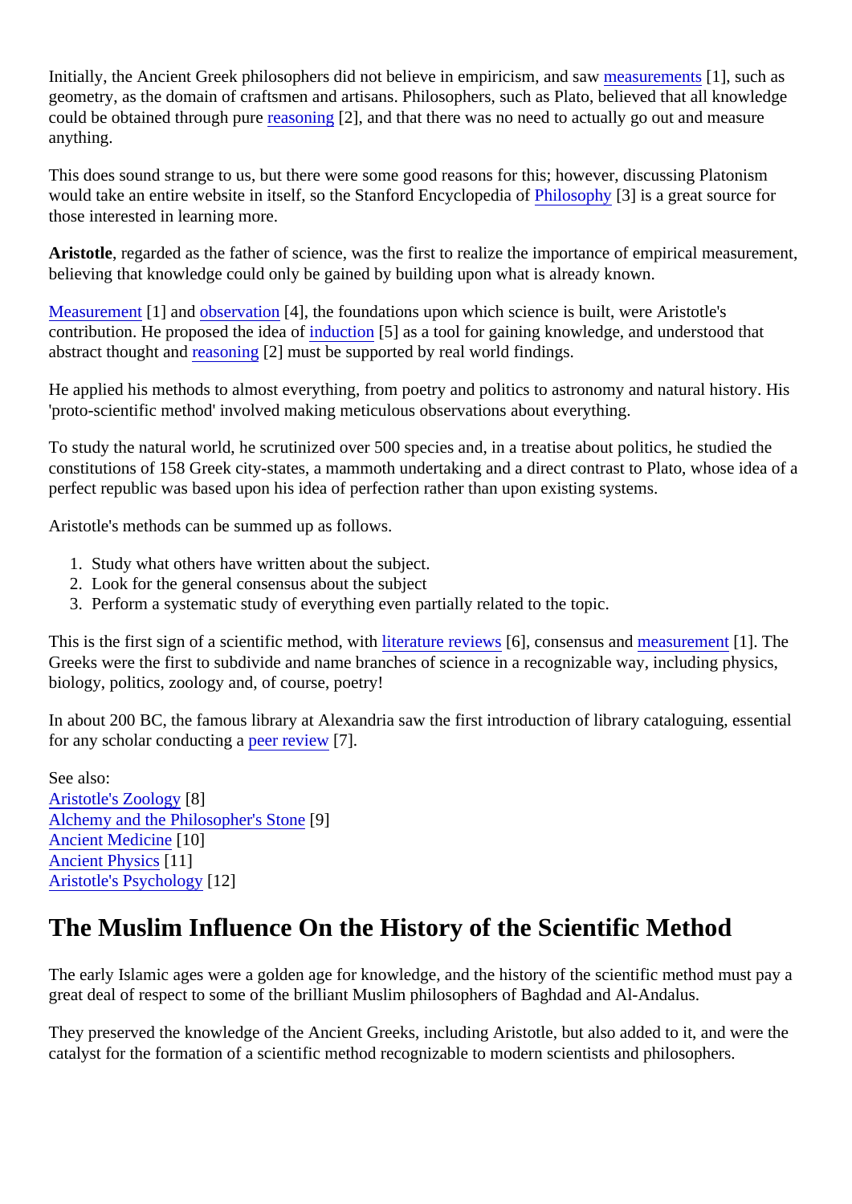Initially, the Ancient Greek philosophers did not believe in empiricism, and saw measurements [1], such as geometry, as the domain of craftsmen and artisans. Philosophers, such as Plato, believed that all knowledge could be obtained through pure reasoning [2], and that there was no need to actually go out and measure anything.

This does sound strange to us, but there were some good reasons for this; however, discussing Platonism would take an entire website in itself, so the Stanford Encyclopedia of Philosophy [3] is a great source for those interested in learning more.

**Aristotle**, regarded as the father of science, was the first to realize the importance of empirical measurement, believing that knowledge could only be gained by building upon what is already known.

Measurement [1] and observation [4], the foundations upon which science is built, were Aristotle's contribution. He proposed the idea of induction [5] as a tool for gaining knowledge, and understood that abstract thought and reasoning [2] must be supported by real world findings.

He applied his methods to almost everything, from poetry and politics to astronomy and natural history. His 'proto-scientific method' involved making meticulous observations about everything.

To study the natural world, he scrutinized over 500 species and, in a treatise about politics, he studied the constitutions of 158 Greek city-states, a mammoth undertaking and a direct contrast to Plato, whose idea of a perfect republic was based upon his idea of perfection rather than upon existing systems.

Aristotle's methods can be summed up as follows.

1. Study what others have written about the subject.
2. Look for the general consensus about the subject
3. Perform a systematic study of everything even partially related to the topic.

This is the first sign of a scientific method, with literature reviews [6], consensus and measurement [1]. The Greeks were the first to subdivide and name branches of science in a recognizable way, including physics, biology, politics, zoology and, of course, poetry!

In about 200 BC, the famous library at Alexandria saw the first introduction of library cataloguing, essential for any scholar conducting a peer review [7].

See also:
Aristotle's Zoology [8]
Alchemy and the Philosopher's Stone [9]
Ancient Medicine [10]
Ancient Physics [11]
Aristotle's Psychology [12]

## The Muslim Influence On the History of the Scientific Method

The early Islamic ages were a golden age for knowledge, and the history of the scientific method must pay a great deal of respect to some of the brilliant Muslim philosophers of Baghdad and Al-Andalus.

They preserved the knowledge of the Ancient Greeks, including Aristotle, but also added to it, and were the catalyst for the formation of a scientific method recognizable to modern scientists and philosophers.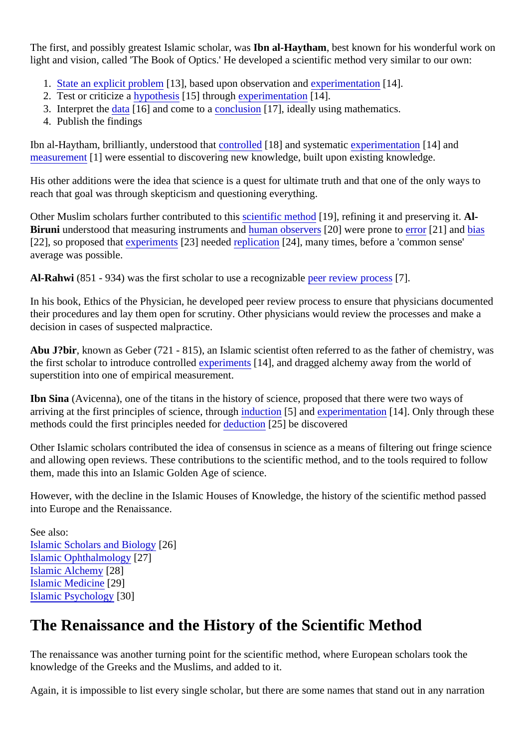The first, and possibly greatest Islamic scholar, was **Ibn al-Haytham**, best known for his wonderful work on light and vision, called 'The Book of Optics.' He developed a scientific method very similar to our own:

1. State an explicit problem [13], based upon observation and experimentation [14].
2. Test or criticize a hypothesis [15] through experimentation [14].
3. Interpret the data [16] and come to a conclusion [17], ideally using mathematics.
4. Publish the findings

Ibn al-Haytham, brilliantly, understood that controlled [18] and systematic experimentation [14] and measurement [1] were essential to discovering new knowledge, built upon existing knowledge.

His other additions were the idea that science is a quest for ultimate truth and that one of the only ways to reach that goal was through skepticism and questioning everything.

Other Muslim scholars further contributed to this scientific method [19], refining it and preserving it. **Al-Biruni** understood that measuring instruments and human observers [20] were prone to error [21] and bias [22], so proposed that experiments [23] needed replication [24], many times, before a 'common sense' average was possible.

**Al-Rahwi** (851 - 934) was the first scholar to use a recognizable peer review process [7].

In his book, Ethics of the Physician, he developed peer review process to ensure that physicians documented their procedures and lay them open for scrutiny. Other physicians would review the processes and make a decision in cases of suspected malpractice.

**Abu J?bir**, known as Geber (721 - 815), an Islamic scientist often referred to as the father of chemistry, was the first scholar to introduce controlled experiments [14], and dragged alchemy away from the world of superstition into one of empirical measurement.

**Ibn Sina** (Avicenna), one of the titans in the history of science, proposed that there were two ways of arriving at the first principles of science, through induction [5] and experimentation [14]. Only through these methods could the first principles needed for deduction [25] be discovered

Other Islamic scholars contributed the idea of consensus in science as a means of filtering out fringe science and allowing open reviews. These contributions to the scientific method, and to the tools required to follow them, made this into an Islamic Golden Age of science.

However, with the decline in the Islamic Houses of Knowledge, the history of the scientific method passed into Europe and the Renaissance.

See also:
Islamic Scholars and Biology [26]
Islamic Ophthalmology [27]
Islamic Alchemy [28]
Islamic Medicine [29]
Islamic Psychology [30]

## The Renaissance and the History of the Scientific Method

The renaissance was another turning point for the scientific method, where European scholars took the knowledge of the Greeks and the Muslims, and added to it.

Again, it is impossible to list every single scholar, but there are some names that stand out in any narration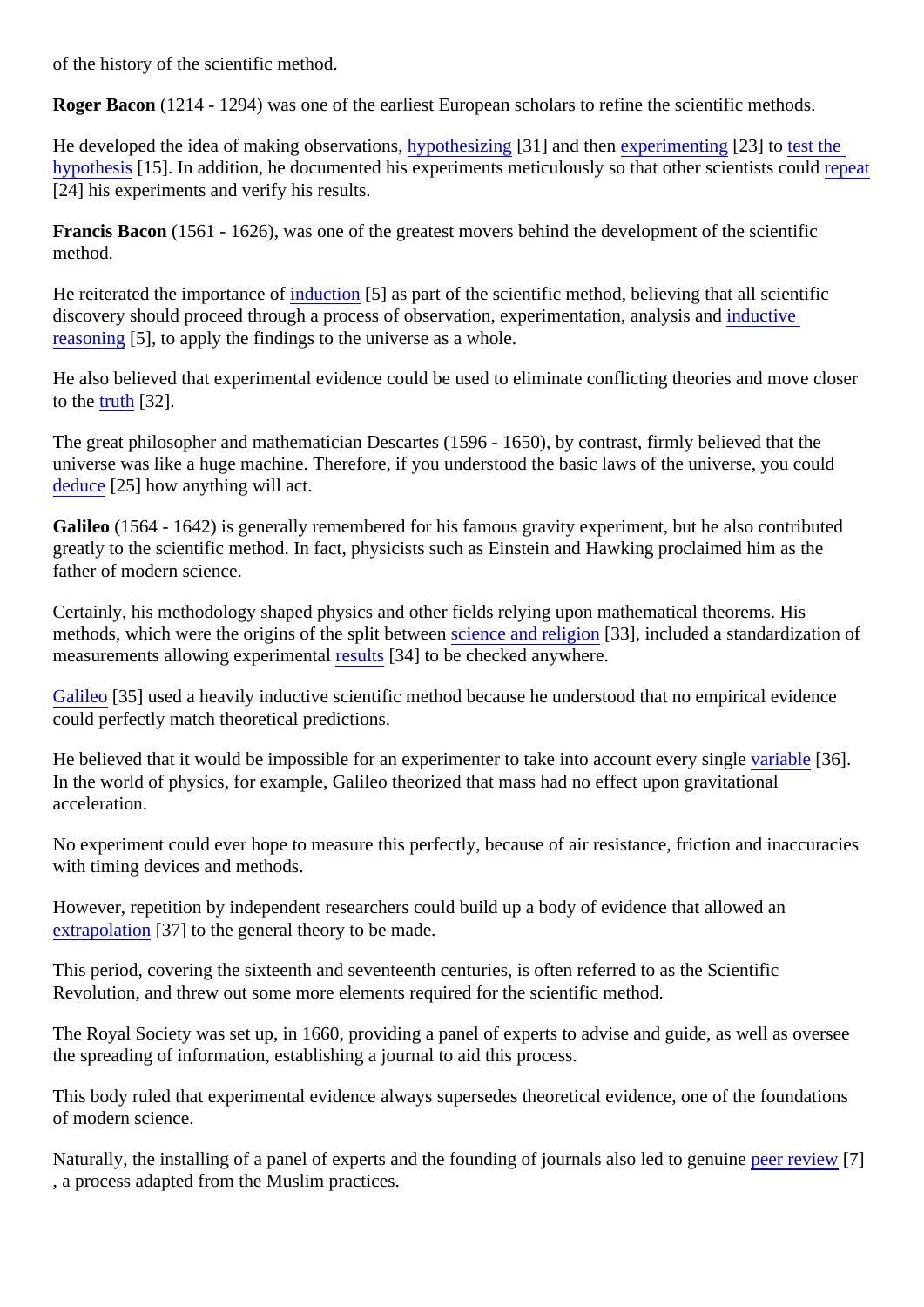of the history of the scientific method.

**Roger Bacon** (1214 - 1294) was one of the earliest European scholars to refine the scientific methods.

He developed the idea of making observations, hypothesizing [31] and then experimenting [23] to test the hypothesis [15]. In addition, he documented his experiments meticulously so that other scientists could repeat [24] his experiments and verify his results.

**Francis Bacon** (1561 - 1626), was one of the greatest movers behind the development of the scientific method.

He reiterated the importance of induction [5] as part of the scientific method, believing that all scientific discovery should proceed through a process of observation, experimentation, analysis and inductive reasoning [5], to apply the findings to the universe as a whole.

He also believed that experimental evidence could be used to eliminate conflicting theories and move closer to the truth [32].

The great philosopher and mathematician Descartes (1596 - 1650), by contrast, firmly believed that the universe was like a huge machine. Therefore, if you understood the basic laws of the universe, you could deduce [25] how anything will act.

**Galileo** (1564 - 1642) is generally remembered for his famous gravity experiment, but he also contributed greatly to the scientific method. In fact, physicists such as Einstein and Hawking proclaimed him as the father of modern science.

Certainly, his methodology shaped physics and other fields relying upon mathematical theorems. His methods, which were the origins of the split between science and religion [33], included a standardization of measurements allowing experimental results [34] to be checked anywhere.

Galileo [35] used a heavily inductive scientific method because he understood that no empirical evidence could perfectly match theoretical predictions.

He believed that it would be impossible for an experimenter to take into account every single variable [36]. In the world of physics, for example, Galileo theorized that mass had no effect upon gravitational acceleration.

No experiment could ever hope to measure this perfectly, because of air resistance, friction and inaccuracies with timing devices and methods.

However, repetition by independent researchers could build up a body of evidence that allowed an extrapolation [37] to the general theory to be made.

This period, covering the sixteenth and seventeenth centuries, is often referred to as the Scientific Revolution, and threw out some more elements required for the scientific method.

The Royal Society was set up, in 1660, providing a panel of experts to advise and guide, as well as oversee the spreading of information, establishing a journal to aid this process.

This body ruled that experimental evidence always supersedes theoretical evidence, one of the foundations of modern science.

Naturally, the installing of a panel of experts and the founding of journals also led to genuine peer review [7], a process adapted from the Muslim practices.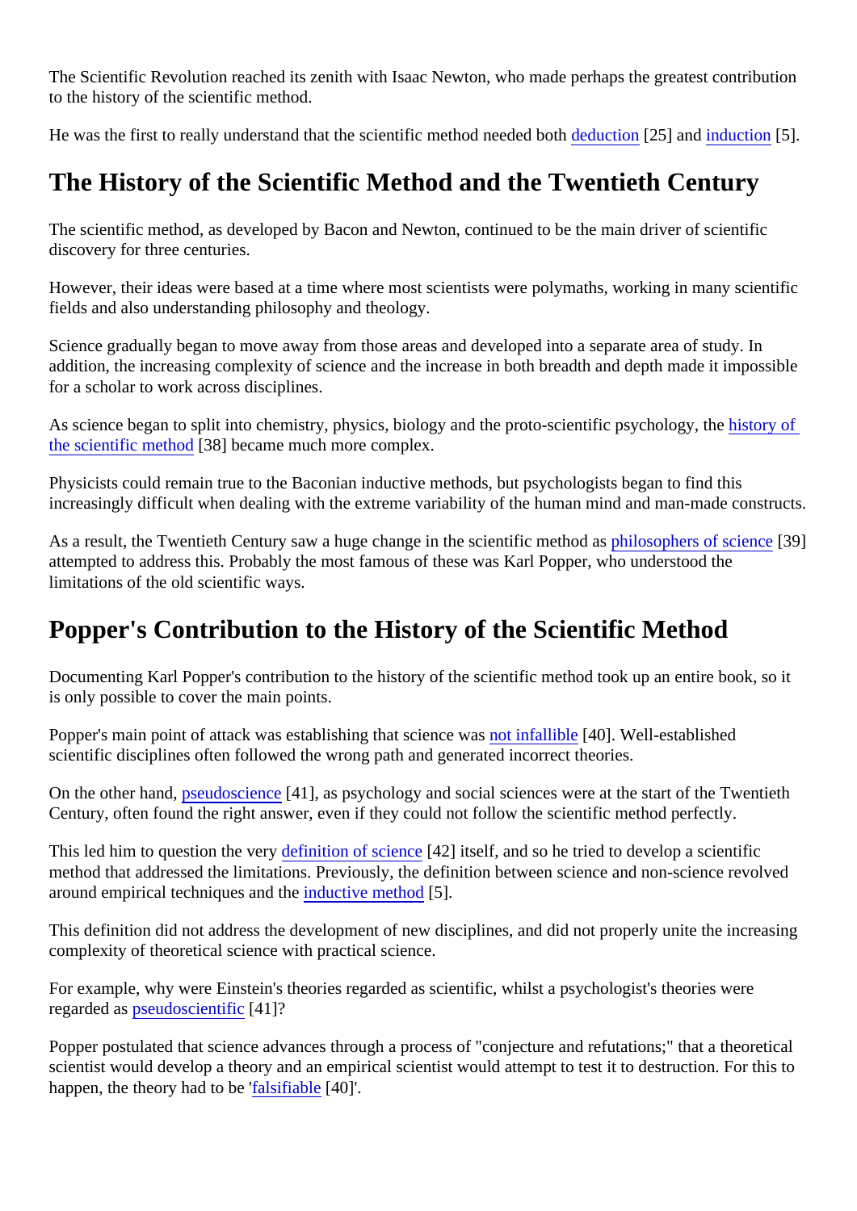The Scientific Revolution reached its zenith with Isaac Newton, who made perhaps the greatest contribution to the history of the scientific method.

He was the first to really understand that the scientific method needed both deduction [25] and induction [5].

## The History of the Scientific Method and the Twentieth Century

The scientific method, as developed by Bacon and Newton, continued to be the main driver of scientific discovery for three centuries.

However, their ideas were based at a time where most scientists were polymaths, working in many scientific fields and also understanding philosophy and theology.

Science gradually began to move away from those areas and developed into a separate area of study. In addition, the increasing complexity of science and the increase in both breadth and depth made it impossible for a scholar to work across disciplines.

As science began to split into chemistry, physics, biology and the proto-scientific psychology, the history of the scientific method [38] became much more complex.

Physicists could remain true to the Baconian inductive methods, but psychologists began to find this increasingly difficult when dealing with the extreme variability of the human mind and man-made constructs.

As a result, the Twentieth Century saw a huge change in the scientific method as philosophers of science [39] attempted to address this. Probably the most famous of these was Karl Popper, who understood the limitations of the old scientific ways.

## Popper's Contribution to the History of the Scientific Method

Documenting Karl Popper's contribution to the history of the scientific method took up an entire book, so it is only possible to cover the main points.

Popper's main point of attack was establishing that science was not infallible [40]. Well-established scientific disciplines often followed the wrong path and generated incorrect theories.

On the other hand, pseudoscience [41], as psychology and social sciences were at the start of the Twentieth Century, often found the right answer, even if they could not follow the scientific method perfectly.

This led him to question the very definition of science [42] itself, and so he tried to develop a scientific method that addressed the limitations. Previously, the definition between science and non-science revolved around empirical techniques and the inductive method [5].

This definition did not address the development of new disciplines, and did not properly unite the increasing complexity of theoretical science with practical science.

For example, why were Einstein's theories regarded as scientific, whilst a psychologist's theories were regarded as pseudoscientific [41]?

Popper postulated that science advances through a process of "conjecture and refutations;" that a theoretical scientist would develop a theory and an empirical scientist would attempt to test it to destruction. For this to happen, the theory had to be 'falsifiable [40]'.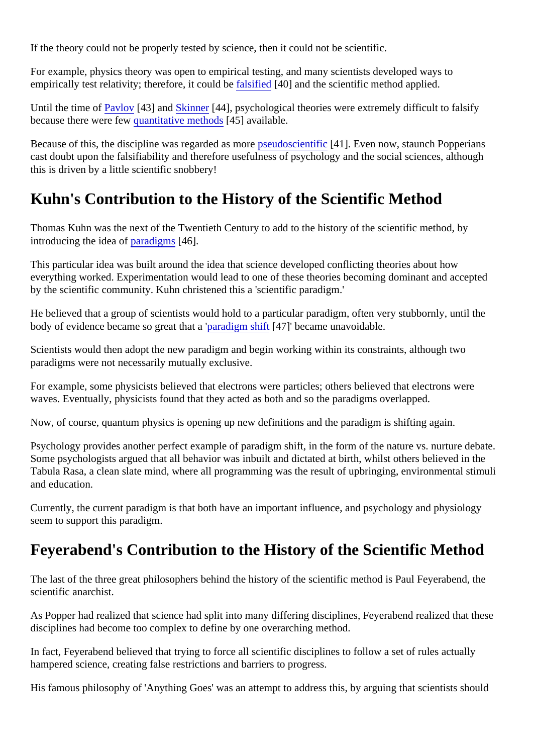If the theory could not be properly tested by science, then it could not be scientific.

For example, physics theory was open to empirical testing, and many scientists developed ways to empirically test relativity; therefore, it could be falsified [40] and the scientific method applied.

Until the time of Pavlov [43] and Skinner [44], psychological theories were extremely difficult to falsify because there were few quantitative methods [45] available.

Because of this, the discipline was regarded as more pseudoscientific [41]. Even now, staunch Popperians cast doubt upon the falsifiability and therefore usefulness of psychology and the social sciences, although this is driven by a little scientific snobbery!

## Kuhn's Contribution to the History of the Scientific Method

Thomas Kuhn was the next of the Twentieth Century to add to the history of the scientific method, by introducing the idea of paradigms [46].

This particular idea was built around the idea that science developed conflicting theories about how everything worked. Experimentation would lead to one of these theories becoming dominant and accepted by the scientific community. Kuhn christened this a 'scientific paradigm.'

He believed that a group of scientists would hold to a particular paradigm, often very stubbornly, until the body of evidence became so great that a 'paradigm shift [47]' became unavoidable.

Scientists would then adopt the new paradigm and begin working within its constraints, although two paradigms were not necessarily mutually exclusive.

For example, some physicists believed that electrons were particles; others believed that electrons were waves. Eventually, physicists found that they acted as both and so the paradigms overlapped.

Now, of course, quantum physics is opening up new definitions and the paradigm is shifting again.

Psychology provides another perfect example of paradigm shift, in the form of the nature vs. nurture debate. Some psychologists argued that all behavior was inbuilt and dictated at birth, whilst others believed in the Tabula Rasa, a clean slate mind, where all programming was the result of upbringing, environmental stimuli and education.

Currently, the current paradigm is that both have an important influence, and psychology and physiology seem to support this paradigm.

## Feyerabend's Contribution to the History of the Scientific Method

The last of the three great philosophers behind the history of the scientific method is Paul Feyerabend, the scientific anarchist.

As Popper had realized that science had split into many differing disciplines, Feyerabend realized that these disciplines had become too complex to define by one overarching method.

In fact, Feyerabend believed that trying to force all scientific disciplines to follow a set of rules actually hampered science, creating false restrictions and barriers to progress.

His famous philosophy of 'Anything Goes' was an attempt to address this, by arguing that scientists should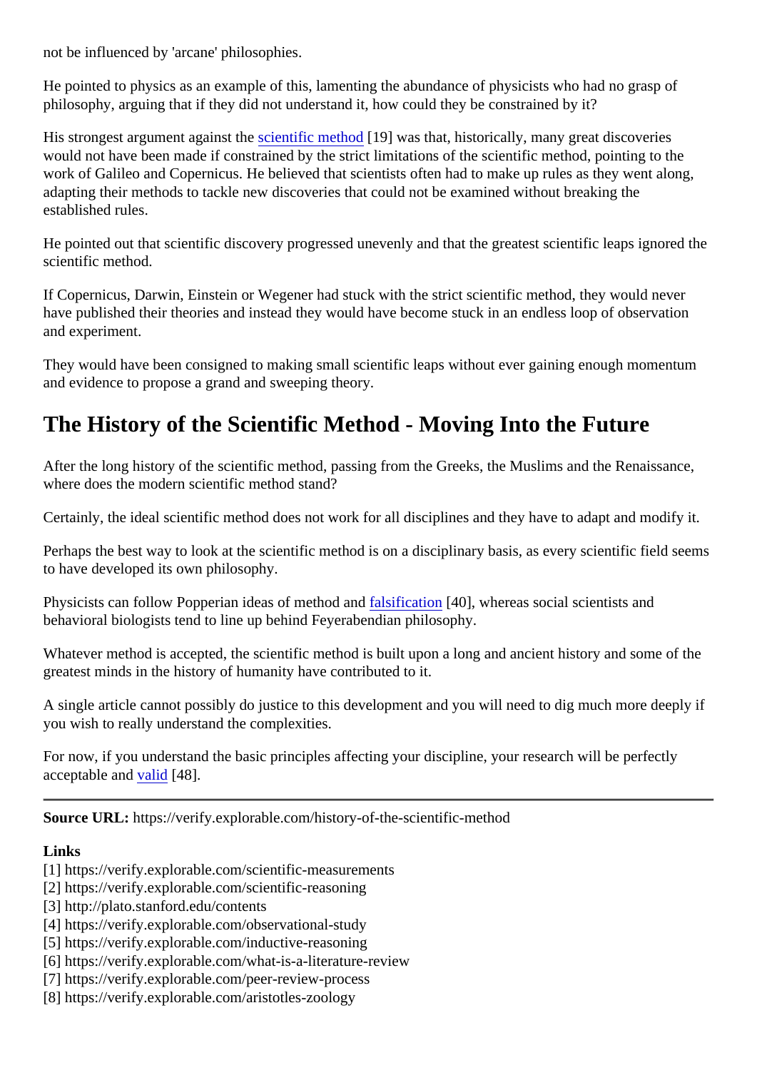not be influenced by 'arcane' philosophies.

He pointed to physics as an example of this, lamenting the abundance of physicists who had no grasp of philosophy, arguing that if they did not understand it, how could they be constrained by it?

His strongest argument against the scientific method [19] was that, historically, many great discoveries would not have been made if constrained by the strict limitations of the scientific method, pointing to the work of Galileo and Copernicus. He believed that scientists often had to make up rules as they went along, adapting their methods to tackle new discoveries that could not be examined without breaking the established rules.

He pointed out that scientific discovery progressed unevenly and that the greatest scientific leaps ignored the scientific method.

If Copernicus, Darwin, Einstein or Wegener had stuck with the strict scientific method, they would never have published their theories and instead they would have become stuck in an endless loop of observation and experiment.

They would have been consigned to making small scientific leaps without ever gaining enough momentum and evidence to propose a grand and sweeping theory.

## The History of the Scientific Method - Moving Into the Future

After the long history of the scientific method, passing from the Greeks, the Muslims and the Renaissance, where does the modern scientific method stand?

Certainly, the ideal scientific method does not work for all disciplines and they have to adapt and modify it.

Perhaps the best way to look at the scientific method is on a disciplinary basis, as every scientific field seems to have developed its own philosophy.

Physicists can follow Popperian ideas of method and falsification [40], whereas social scientists and behavioral biologists tend to line up behind Feyerabendian philosophy.

Whatever method is accepted, the scientific method is built upon a long and ancient history and some of the greatest minds in the history of humanity have contributed to it.

A single article cannot possibly do justice to this development and you will need to dig much more deeply if you wish to really understand the complexities.

For now, if you understand the basic principles affecting your discipline, your research will be perfectly acceptable and valid [48].

---

**Source URL:** https://verify.explorable.com/history-of-the-scientific-method

**Links**

[1] https://verify.explorable.com/scientific-measurements
[2] https://verify.explorable.com/scientific-reasoning
[3] http://plato.stanford.edu/contents
[4] https://verify.explorable.com/observational-study
[5] https://verify.explorable.com/inductive-reasoning
[6] https://verify.explorable.com/what-is-a-literature-review
[7] https://verify.explorable.com/peer-review-process
[8] https://verify.explorable.com/aristotles-zoology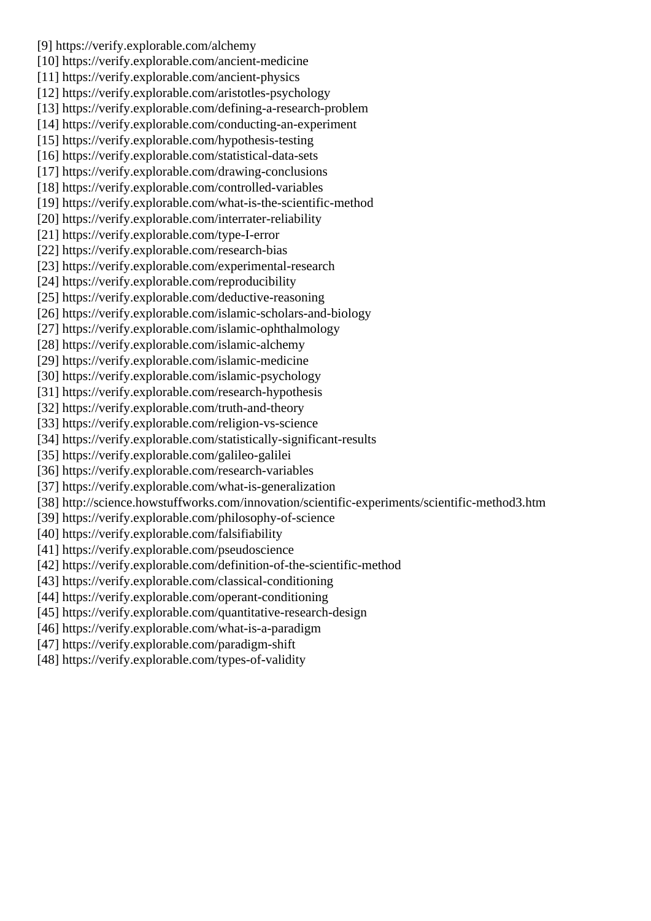[9] https://verify.explorable.com/alchemy
[10] https://verify.explorable.com/ancient-medicine
[11] https://verify.explorable.com/ancient-physics
[12] https://verify.explorable.com/aristotles-psychology
[13] https://verify.explorable.com/defining-a-research-problem
[14] https://verify.explorable.com/conducting-an-experiment
[15] https://verify.explorable.com/hypothesis-testing
[16] https://verify.explorable.com/statistical-data-sets
[17] https://verify.explorable.com/drawing-conclusions
[18] https://verify.explorable.com/controlled-variables
[19] https://verify.explorable.com/what-is-the-scientific-method
[20] https://verify.explorable.com/interrater-reliability
[21] https://verify.explorable.com/type-I-error
[22] https://verify.explorable.com/research-bias
[23] https://verify.explorable.com/experimental-research
[24] https://verify.explorable.com/reproducibility
[25] https://verify.explorable.com/deductive-reasoning
[26] https://verify.explorable.com/islamic-scholars-and-biology
[27] https://verify.explorable.com/islamic-ophthalmology
[28] https://verify.explorable.com/islamic-alchemy
[29] https://verify.explorable.com/islamic-medicine
[30] https://verify.explorable.com/islamic-psychology
[31] https://verify.explorable.com/research-hypothesis
[32] https://verify.explorable.com/truth-and-theory
[33] https://verify.explorable.com/religion-vs-science
[34] https://verify.explorable.com/statistically-significant-results
[35] https://verify.explorable.com/galileo-galilei
[36] https://verify.explorable.com/research-variables
[37] https://verify.explorable.com/what-is-generalization
[38] http://science.howstuffworks.com/innovation/scientific-experiments/scientific-method3.htm
[39] https://verify.explorable.com/philosophy-of-science
[40] https://verify.explorable.com/falsifiability
[41] https://verify.explorable.com/pseudoscience
[42] https://verify.explorable.com/definition-of-the-scientific-method
[43] https://verify.explorable.com/classical-conditioning
[44] https://verify.explorable.com/operant-conditioning
[45] https://verify.explorable.com/quantitative-research-design
[46] https://verify.explorable.com/what-is-a-paradigm
[47] https://verify.explorable.com/paradigm-shift
[48] https://verify.explorable.com/types-of-validity